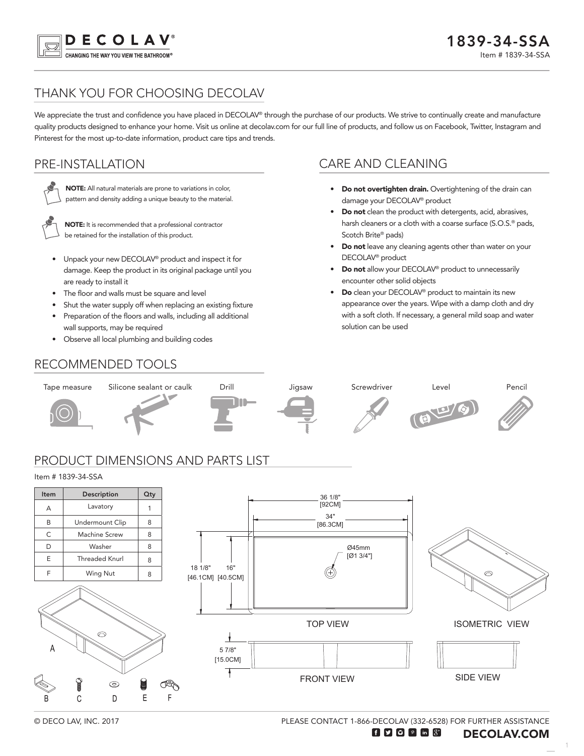DECOLAV®

CHANGING THE WAY YOU VIEW THE BATHROOM®

# 1839-34-SSA

Item # 1839-34-SSA

## THANK YOU FOR CHOOSING DECOLAV

We appreciate the trust and confidence you have placed in DECOLAV® through the purchase of our products. We strive to continually create and manufacture quality products designed to enhance your home. Visit us online at decolav.com for our full line of products, and follow us on Facebook, Twitter, Instagram and Pinterest for the most up-to-date information, product care tips and trends.

## PRE-INSTALLATION

**NOTE:** All natural materials are prone to variations in color, pattern and density adding a unique beauty to the material.

**NOTE:** It is recommended that a professional contractor be retained for the installation of this product.

- Unpack your new DECOLAV® product and inspect it for damage. Keep the product in its original package until you are ready to install it
- The floor and walls must be square and level
- Shut the water supply off when replacing an existing fixture
- Preparation of the floors and walls, including all additional wall supports, may be required
- Observe all local plumbing and building codes

## CARE AND CLEANING

- **Do not overtighten drain.** Overtightening of the drain can damage your DECOLAV® product
- **Do not** clean the product with detergents, acid, abrasives, harsh cleaners or a cloth with a coarse surface (S.O.S.® pads, Scotch Brite® pads)
- **Do not** leave any cleaning agents other than water on your DECOLAV® product
- **Do not** allow your DECOLAV® product to unnecessarily encounter other solid objects
- **Do** clean your DECOLAV® product to maintain its new appearance over the years. Wipe with a damp cloth and dry with a soft cloth. If necessary, a general mild soap and water solution can be used

## RECOMMENDED TOOLS

Tape measure, Silicone sealant or caulk, Drill, Jigsaw, Screwdriver, Level, Pencil

## PRODUCT DIMENSIONS AND PARTS LIST

Item # 1839-34-SSA

| Item | Description | Qty |
|---|---|---|
| A | Lavatory | 1 |
| B | Undermount Clip | 8 |
| C | Machine Screw | 8 |
| D | Washer | 8 |
| E | Threaded Knurl | 8 |
| F | Wing Nut | 8 |

A

B C D E F

36 1/8" [92CM]

34" [86.3CM]

18 1/8" [46.1CM]

16" [40.5CM]

Ø45mm [Ø1 3/4"]

TOP VIEW

ISOMETRIC VIEW

5 7/8" [15.0CM]

FRONT VIEW

SIDE VIEW

© DECO LAV, INC. 2017

PLEASE CONTACT 1-866-DECOLAV (332-6528) FOR FURTHER ASSISTANCE

DECOLAV.COM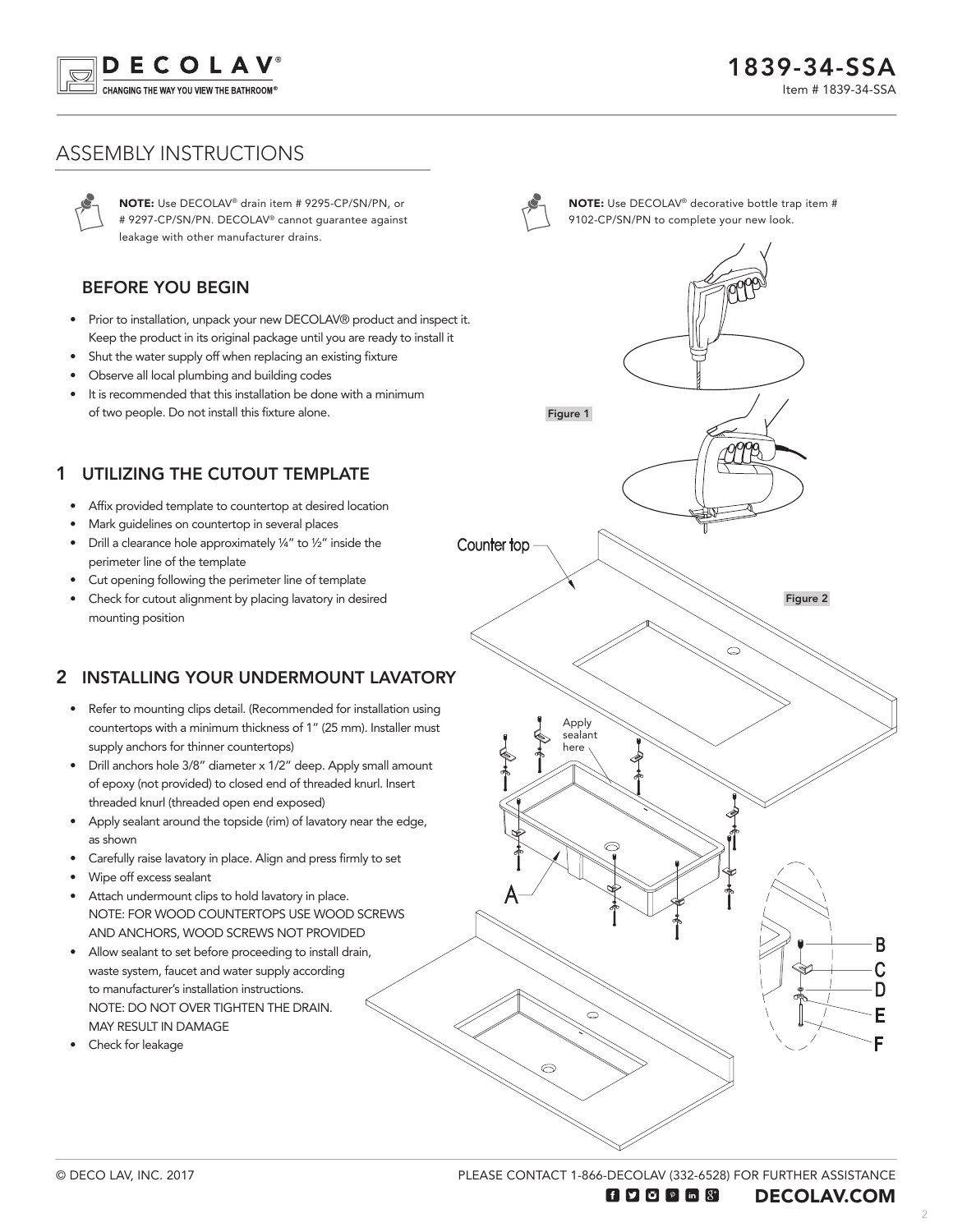# ASSEMBLY INSTRUCTIONS

**NOTE:** Use DECOLAV® drain item # 9295-CP/SN/PN, or # 9297-CP/SN/PN. DECOLAV® cannot guarantee against leakage with other manufacturer drains.

**NOTE:** Use DECOLAV® decorative bottle trap item # 9102-CP/SN/PN to complete your new look.

## BEFORE YOU BEGIN

- Prior to installation, unpack your new DECOLAV® product and inspect it. Keep the product in its original package until you are ready to install it
- Shut the water supply off when replacing an existing fixture
- Observe all local plumbing and building codes
- It is recommended that this installation be done with a minimum of two people. Do not install this fixture alone.

## 1 UTILIZING THE CUTOUT TEMPLATE

- Affix provided template to countertop at desired location
- Mark guidelines on countertop in several places
- Drill a clearance hole approximately ¼" to ½" inside the perimeter line of the template
- Cut opening following the perimeter line of template
- Check for cutout alignment by placing lavatory in desired mounting position

Figure 1

Counter top

Figure 2

## 2 INSTALLING YOUR UNDERMOUNT LAVATORY

- Refer to mounting clips detail. (Recommended for installation using countertops with a minimum thickness of 1" (25 mm). Installer must supply anchors for thinner countertops)
- Drill anchors hole 3/8" diameter x 1/2" deep. Apply small amount of epoxy (not provided) to closed end of threaded knurl. Insert threaded knurl (threaded open end exposed)
- Apply sealant around the topside (rim) of lavatory near the edge, as shown
- Carefully raise lavatory in place. Align and press firmly to set
- Wipe off excess sealant
- Attach undermount clips to hold lavatory in place.
  NOTE: FOR WOOD COUNTERTOPS USE WOOD SCREWS AND ANCHORS, WOOD SCREWS NOT PROVIDED
- Allow sealant to set before proceeding to install drain, waste system, faucet and water supply according to manufacturer's installation instructions.
  NOTE: DO NOT OVER TIGHTEN THE DRAIN. MAY RESULT IN DAMAGE
- Check for leakage

Apply sealant here

A

B
C
D
E
F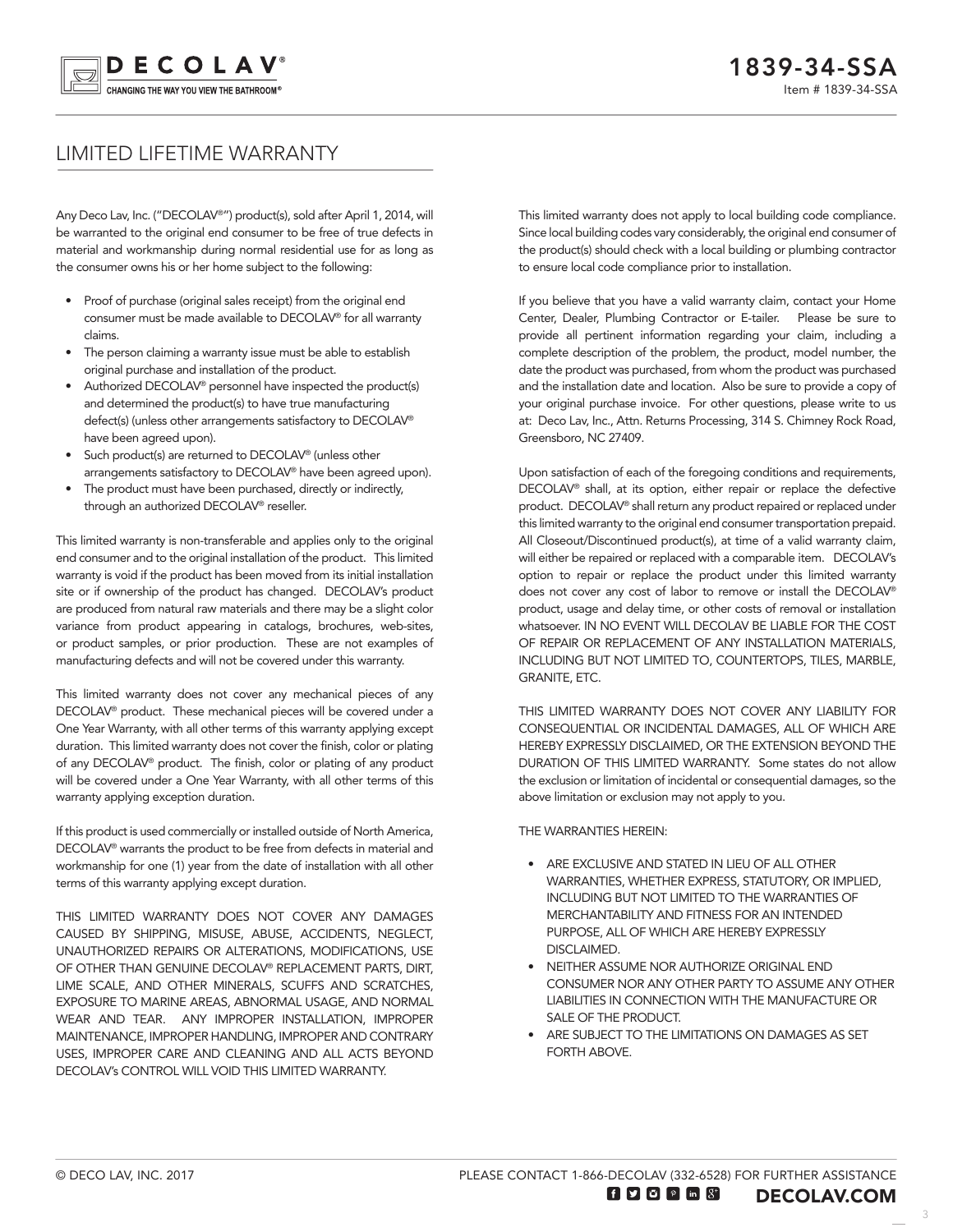# LIMITED LIFETIME WARRANTY

Any Deco Lav, Inc. ("DECOLAV®") product(s), sold after April 1, 2014, will be warranted to the original end consumer to be free of true defects in material and workmanship during normal residential use for as long as the consumer owns his or her home subject to the following:

- Proof of purchase (original sales receipt) from the original end consumer must be made available to DECOLAV® for all warranty claims.
- The person claiming a warranty issue must be able to establish original purchase and installation of the product.
- Authorized DECOLAV® personnel have inspected the product(s) and determined the product(s) to have true manufacturing defect(s) (unless other arrangements satisfactory to DECOLAV® have been agreed upon).
- Such product(s) are returned to DECOLAV® (unless other arrangements satisfactory to DECOLAV® have been agreed upon).
- The product must have been purchased, directly or indirectly, through an authorized DECOLAV® reseller.

This limited warranty is non-transferable and applies only to the original end consumer and to the original installation of the product. This limited warranty is void if the product has been moved from its initial installation site or if ownership of the product has changed. DECOLAV's product are produced from natural raw materials and there may be a slight color variance from product appearing in catalogs, brochures, web-sites, or product samples, or prior production. These are not examples of manufacturing defects and will not be covered under this warranty.

This limited warranty does not cover any mechanical pieces of any DECOLAV® product. These mechanical pieces will be covered under a One Year Warranty, with all other terms of this warranty applying except duration. This limited warranty does not cover the finish, color or plating of any DECOLAV® product. The finish, color or plating of any product will be covered under a One Year Warranty, with all other terms of this warranty applying exception duration.

If this product is used commercially or installed outside of North America, DECOLAV® warrants the product to be free from defects in material and workmanship for one (1) year from the date of installation with all other terms of this warranty applying except duration.

THIS LIMITED WARRANTY DOES NOT COVER ANY DAMAGES CAUSED BY SHIPPING, MISUSE, ABUSE, ACCIDENTS, NEGLECT, UNAUTHORIZED REPAIRS OR ALTERATIONS, MODIFICATIONS, USE OF OTHER THAN GENUINE DECOLAV® REPLACEMENT PARTS, DIRT, LIME SCALE, AND OTHER MINERALS, SCUFFS AND SCRATCHES, EXPOSURE TO MARINE AREAS, ABNORMAL USAGE, AND NORMAL WEAR AND TEAR. ANY IMPROPER INSTALLATION, IMPROPER MAINTENANCE, IMPROPER HANDLING, IMPROPER AND CONTRARY USES, IMPROPER CARE AND CLEANING AND ALL ACTS BEYOND DECOLAV's CONTROL WILL VOID THIS LIMITED WARRANTY.

This limited warranty does not apply to local building code compliance. Since local building codes vary considerably, the original end consumer of the product(s) should check with a local building or plumbing contractor to ensure local code compliance prior to installation.

If you believe that you have a valid warranty claim, contact your Home Center, Dealer, Plumbing Contractor or E-tailer. Please be sure to provide all pertinent information regarding your claim, including a complete description of the problem, the product, model number, the date the product was purchased, from whom the product was purchased and the installation date and location. Also be sure to provide a copy of your original purchase invoice. For other questions, please write to us at: Deco Lav, Inc., Attn. Returns Processing, 314 S. Chimney Rock Road, Greensboro, NC 27409.

Upon satisfaction of each of the foregoing conditions and requirements, DECOLAV® shall, at its option, either repair or replace the defective product. DECOLAV® shall return any product repaired or replaced under this limited warranty to the original end consumer transportation prepaid. All Closeout/Discontinued product(s), at time of a valid warranty claim, will either be repaired or replaced with a comparable item. DECOLAV's option to repair or replace the product under this limited warranty does not cover any cost of labor to remove or install the DECOLAV® product, usage and delay time, or other costs of removal or installation whatsoever. IN NO EVENT WILL DECOLAV BE LIABLE FOR THE COST OF REPAIR OR REPLACEMENT OF ANY INSTALLATION MATERIALS, INCLUDING BUT NOT LIMITED TO, COUNTERTOPS, TILES, MARBLE, GRANITE, ETC.

THIS LIMITED WARRANTY DOES NOT COVER ANY LIABILITY FOR CONSEQUENTIAL OR INCIDENTAL DAMAGES, ALL OF WHICH ARE HEREBY EXPRESSLY DISCLAIMED, OR THE EXTENSION BEYOND THE DURATION OF THIS LIMITED WARRANTY. Some states do not allow the exclusion or limitation of incidental or consequential damages, so the above limitation or exclusion may not apply to you.

THE WARRANTIES HEREIN:

- ARE EXCLUSIVE AND STATED IN LIEU OF ALL OTHER WARRANTIES, WHETHER EXPRESS, STATUTORY, OR IMPLIED, INCLUDING BUT NOT LIMITED TO THE WARRANTIES OF MERCHANTABILITY AND FITNESS FOR AN INTENDED PURPOSE, ALL OF WHICH ARE HEREBY EXPRESSLY DISCLAIMED.
- NEITHER ASSUME NOR AUTHORIZE ORIGINAL END CONSUMER NOR ANY OTHER PARTY TO ASSUME ANY OTHER LIABILITIES IN CONNECTION WITH THE MANUFACTURE OR SALE OF THE PRODUCT.
- ARE SUBJECT TO THE LIMITATIONS ON DAMAGES AS SET FORTH ABOVE.